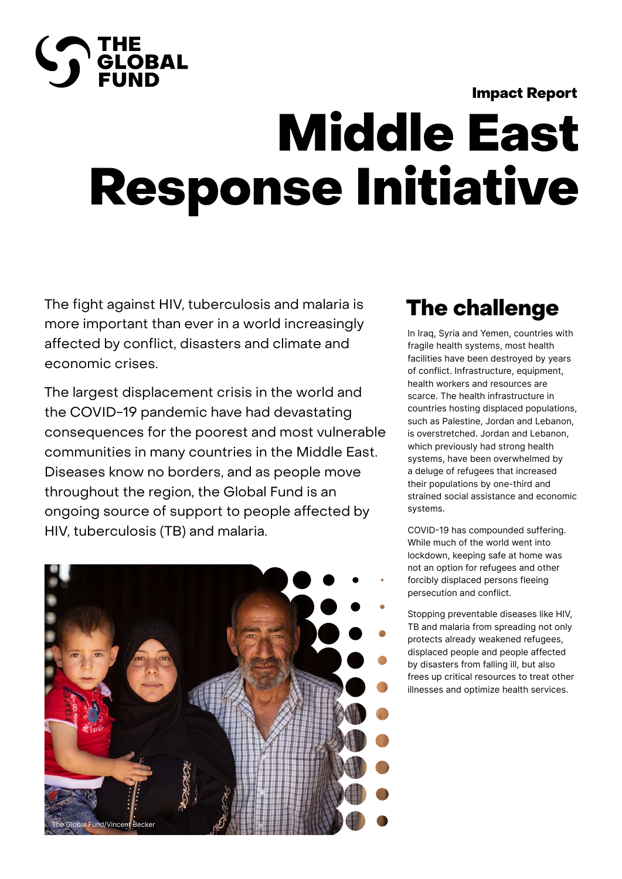THE GLOBAL FUND

Impact Report

# Middle East Response Initiative

The fight against HIV, tuberculosis and malaria is more important than ever in a world increasingly affected by conflict, disasters and climate and economic crises.

The largest displacement crisis in the world and the COVID-19 pandemic have had devastating consequences for the poorest and most vulnerable communities in many countries in the Middle East. Diseases know no borders, and as people move throughout the region, the Global Fund is an ongoing source of support to people affected by HIV, tuberculosis (TB) and malaria.

The Global Fund/Vincent Becker

## The challenge

In Iraq, Syria and Yemen, countries with fragile health systems, most health facilities have been destroyed by years of conflict. Infrastructure, equipment, health workers and resources are scarce. The health infrastructure in countries hosting displaced populations, such as Palestine, Jordan and Lebanon, is overstretched. Jordan and Lebanon, which previously had strong health systems, have been overwhelmed by a deluge of refugees that increased their populations by one-third and strained social assistance and economic systems.

COVID-19 has compounded suffering. While much of the world went into lockdown, keeping safe at home was not an option for refugees and other forcibly displaced persons fleeing persecution and conflict.

Stopping preventable diseases like HIV, TB and malaria from spreading not only protects already weakened refugees, displaced people and people affected by disasters from falling ill, but also frees up critical resources to treat other illnesses and optimize health services.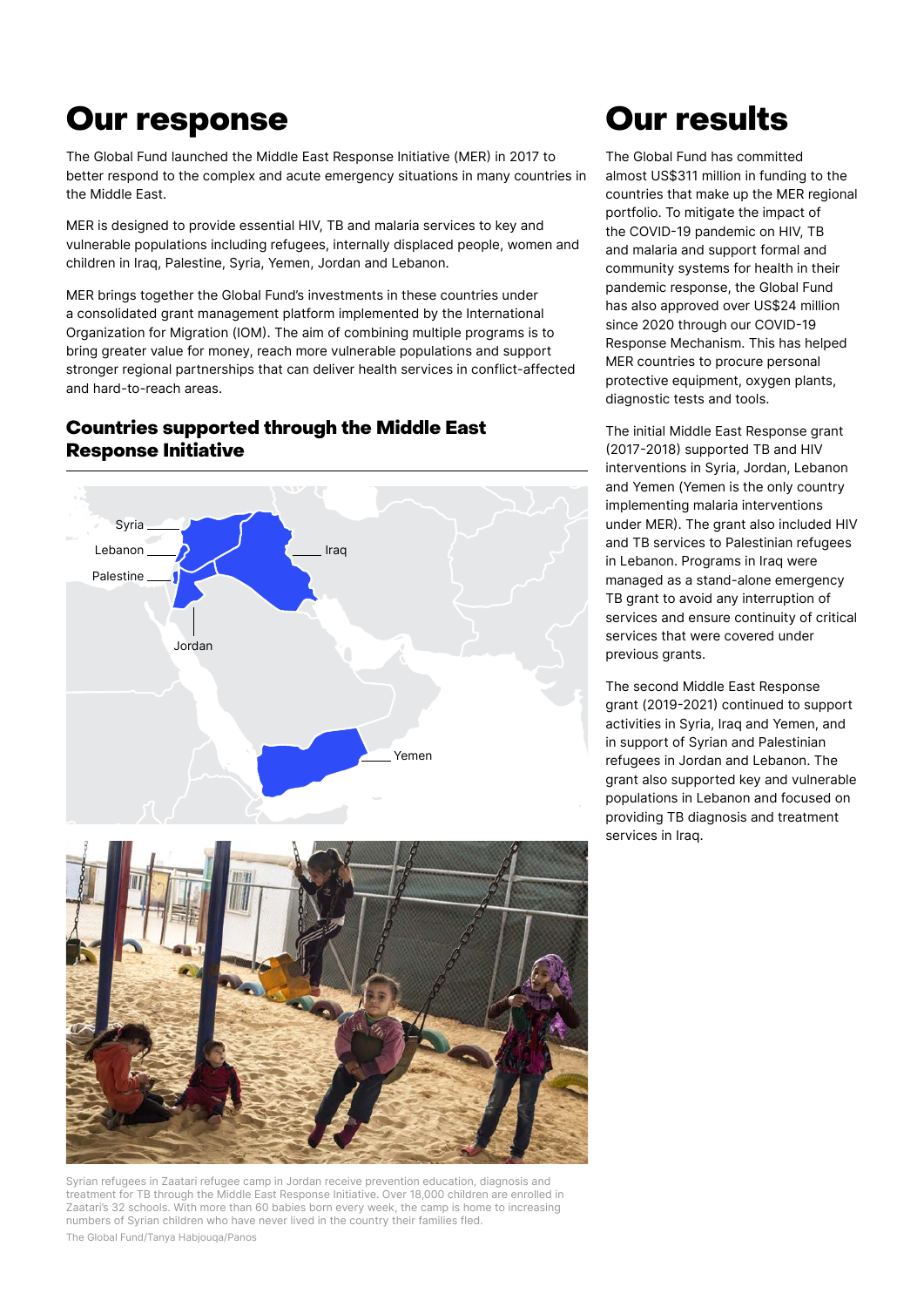# Our response

The Global Fund launched the Middle East Response Initiative (MER) in 2017 to better respond to the complex and acute emergency situations in many countries in the Middle East.

MER is designed to provide essential HIV, TB and malaria services to key and vulnerable populations including refugees, internally displaced people, women and children in Iraq, Palestine, Syria, Yemen, Jordan and Lebanon.

MER brings together the Global Fund's investments in these countries under a consolidated grant management platform implemented by the International Organization for Migration (IOM). The aim of combining multiple programs is to bring greater value for money, reach more vulnerable populations and support stronger regional partnerships that can deliver health services in conflict-affected and hard-to-reach areas.

## Countries supported through the Middle East Response Initiative

Syria
Lebanon
Palestine
Jordan
Iraq
Yemen

Syrian refugees in Zaatari refugee camp in Jordan receive prevention education, diagnosis and treatment for TB through the Middle East Response Initiative. Over 18,000 children are enrolled in Zaatari's 32 schools. With more than 60 babies born every week, the camp is home to increasing numbers of Syrian children who have never lived in the country their families fled.

The Global Fund/Tanya Habjouqa/Panos

# Our results

The Global Fund has committed almost US$311 million in funding to the countries that make up the MER regional portfolio. To mitigate the impact of the COVID-19 pandemic on HIV, TB and malaria and support formal and community systems for health in their pandemic response, the Global Fund has also approved over US$24 million since 2020 through our COVID-19 Response Mechanism. This has helped MER countries to procure personal protective equipment, oxygen plants, diagnostic tests and tools.

The initial Middle East Response grant (2017-2018) supported TB and HIV interventions in Syria, Jordan, Lebanon and Yemen (Yemen is the only country implementing malaria interventions under MER). The grant also included HIV and TB services to Palestinian refugees in Lebanon. Programs in Iraq were managed as a stand-alone emergency TB grant to avoid any interruption of critical services and ensure continuity of critical services that were covered under previous grants.

The second Middle East Response grant (2019-2021) continued to support activities in Syria, Iraq and Yemen, and in support of Syrian and Palestinian refugees in Jordan and Lebanon. The grant also supported key and vulnerable populations in Lebanon and focused on providing TB diagnosis and treatment services in Iraq.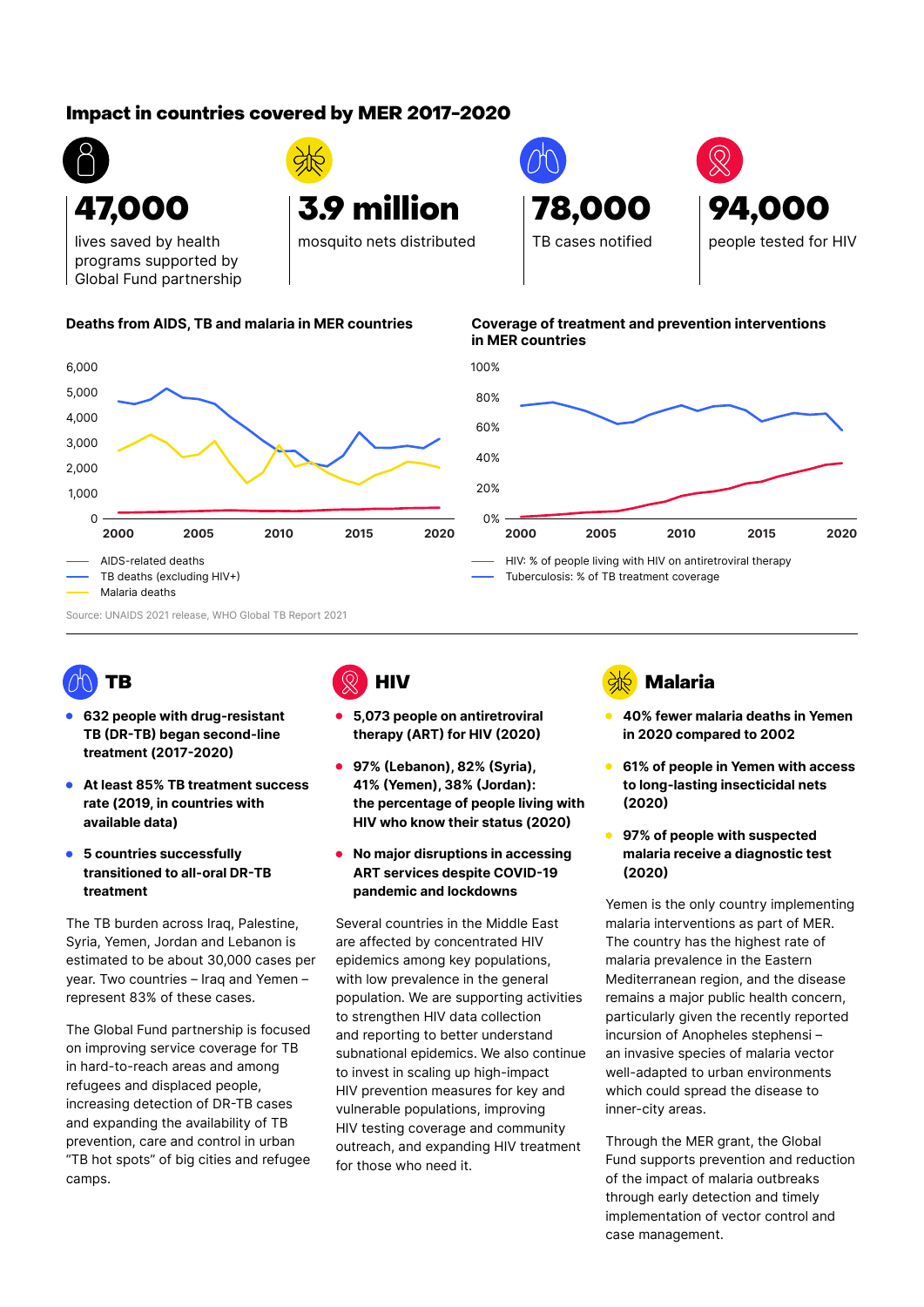## Impact in countries covered by MER 2017-2020

**47,000**
lives saved by health programs supported by Global Fund partnership

**3.9 million**
mosquito nets distributed

**78,000**
TB cases notified

**94,000**
people tested for HIV

**Deaths from AIDS, TB and malaria in MER countries**

- AIDS-related deaths
- TB deaths (excluding HIV+)
- Malaria deaths

**Coverage of treatment and prevention interventions in MER countries**

- HIV: % of people living with HIV on antiretroviral therapy
- Tuberculosis: % of TB treatment coverage

Source: UNAIDS 2021 release, WHO Global TB Report 2021

### TB

- **632 people with drug-resistant TB (DR-TB) began second-line treatment (2017-2020)**
- **At least 85% TB treatment success rate (2019, in countries with available data)**
- **5 countries successfully transitioned to all-oral DR-TB treatment**

The TB burden across Iraq, Palestine, Syria, Yemen, Jordan and Lebanon is estimated to be about 30,000 cases per year. Two countries – Iraq and Yemen – represent 83% of these cases.

The Global Fund partnership is focused on improving service coverage for TB in hard-to-reach areas and among refugees and displaced people, increasing detection of DR-TB cases and expanding the availability of TB prevention, care and control in urban "TB hot spots" of big cities and refugee camps.

### HIV

- **5,073 people on antiretroviral therapy (ART) for HIV (2020)**
- **97% (Lebanon), 82% (Syria), 41% (Yemen), 38% (Jordan): the percentage of people living with HIV who know their status (2020)**
- **No major disruptions in accessing ART services despite COVID-19 pandemic and lockdowns**

Several countries in the Middle East are affected by concentrated HIV epidemics among key populations, with low prevalence in the general population. We are supporting activities to strengthen HIV data collection and reporting to better understand subnational epidemics. We also continue to invest in scaling up high-impact HIV prevention measures for key and vulnerable populations, improving HIV testing coverage and community outreach, and expanding HIV treatment for those who need it.

### Malaria

- **40% fewer malaria deaths in Yemen in 2020 compared to 2002**
- **61% of people in Yemen with access to long-lasting insecticidal nets (2020)**
- **97% of people with suspected malaria receive a diagnostic test (2020)**

Yemen is the only country implementing malaria interventions as part of MER. The country has the highest rate of malaria prevalence in the Eastern Mediterranean region, and the disease remains a major public health concern, particularly given the recently reported incursion of Anopheles stephensi – an invasive species of malaria vector well-adapted to urban environments which could spread the disease to inner-city areas.

Through the MER grant, the Global Fund supports prevention and reduction of the impact of malaria outbreaks through early detection and timely implementation of vector control and case management.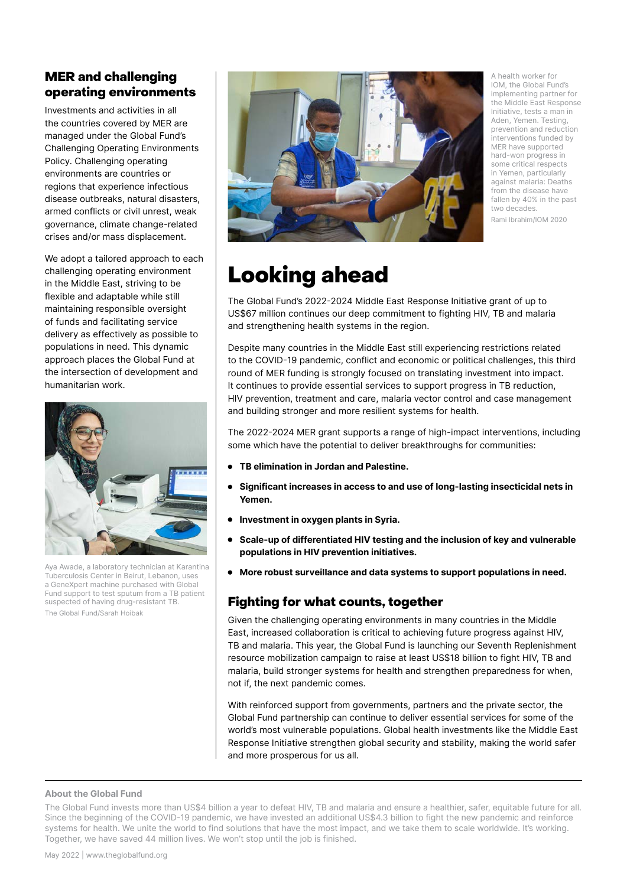## MER and challenging operating environments

Investments and activities in all the countries covered by MER are managed under the Global Fund's Challenging Operating Environments Policy. Challenging operating environments are countries or regions that experience infectious disease outbreaks, natural disasters, armed conflicts or civil unrest, weak governance, climate change-related crises and/or mass displacement.

We adopt a tailored approach to each challenging operating environment in the Middle East, striving to be flexible and adaptable while still maintaining responsible oversight of funds and facilitating service delivery as effectively as possible to populations in need. This dynamic approach places the Global Fund at the intersection of development and humanitarian work.

Aya Awade, a laboratory technician at Karantina Tuberculosis Center in Beirut, Lebanon, uses a GeneXpert machine purchased with Global Fund support to test sputum from a TB patient suspected of having drug-resistant TB.
The Global Fund/Sarah Hoibak

A health worker for IOM, the Global Fund's implementing partner for the Middle East Response Initiative, tests a man in Aden, Yemen. Testing, prevention and reduction interventions funded by MER have supported hard-won progress in some critical respects in Yemen, particularly against malaria: Deaths from the disease have fallen by 40% in the past two decades.
Rami Ibrahim/IOM 2020

# Looking ahead

The Global Fund's 2022-2024 Middle East Response Initiative grant of up to US$67 million continues our deep commitment to fighting HIV, TB and malaria and strengthening health systems in the region.

Despite many countries in the Middle East still experiencing restrictions related to the COVID-19 pandemic, conflict and economic or political challenges, this third round of MER funding is strongly focused on translating investment into impact. It continues to provide essential services to support progress in TB reduction, HIV prevention, treatment and care, malaria vector control and case management and building stronger and more resilient systems for health.

The 2022-2024 MER grant supports a range of high-impact interventions, including some which have the potential to deliver breakthroughs for communities:

- **TB elimination in Jordan and Palestine.**
- **Significant increases in access to and use of long-lasting insecticidal nets in Yemen.**
- **Investment in oxygen plants in Syria.**
- **Scale-up of differentiated HIV testing and the inclusion of key and vulnerable populations in HIV prevention initiatives.**
- **More robust surveillance and data systems to support populations in need.**

## Fighting for what counts, together

Given the challenging operating environments in many countries in the Middle East, increased collaboration is critical to achieving future progress against HIV, TB and malaria. This year, the Global Fund is launching our Seventh Replenishment resource mobilization campaign to raise at least US$18 billion to fight HIV, TB and malaria, build stronger systems for health and strengthen preparedness for when, not if, the next pandemic comes.

With reinforced support from governments, partners and the private sector, the Global Fund partnership can continue to deliver essential services for some of the world's most vulnerable populations. Global health investments like the Middle East Response Initiative strengthen global security and stability, making the world safer and more prosperous for us all.

**About the Global Fund**

The Global Fund invests more than US$4 billion a year to defeat HIV, TB and malaria and ensure a healthier, safer, equitable future for all. Since the beginning of the COVID-19 pandemic, we have invested an additional US$4.3 billion to fight the new pandemic and reinforce systems for health. We unite the world to find solutions that have the most impact, and we take them to scale worldwide. It's working. Together, we have saved 44 million lives. We won't stop until the job is finished.

May 2022 | www.theglobalfund.org